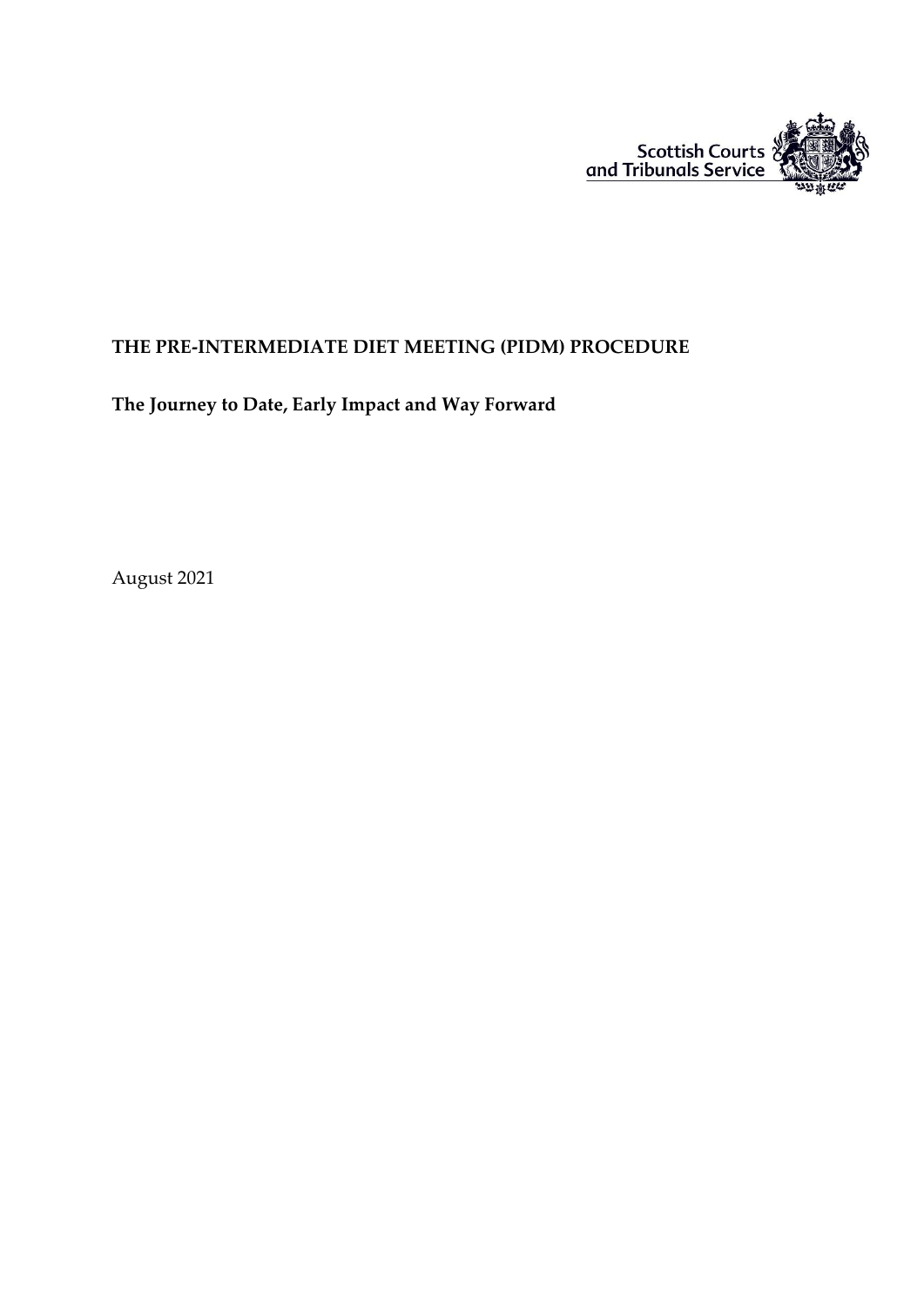Scottish Courts and Tribunals Service

# THE PRE-INTERMEDIATE DIET MEETING (PIDM) PROCEDURE

## The Journey to Date, Early Impact and Way Forward

August 2021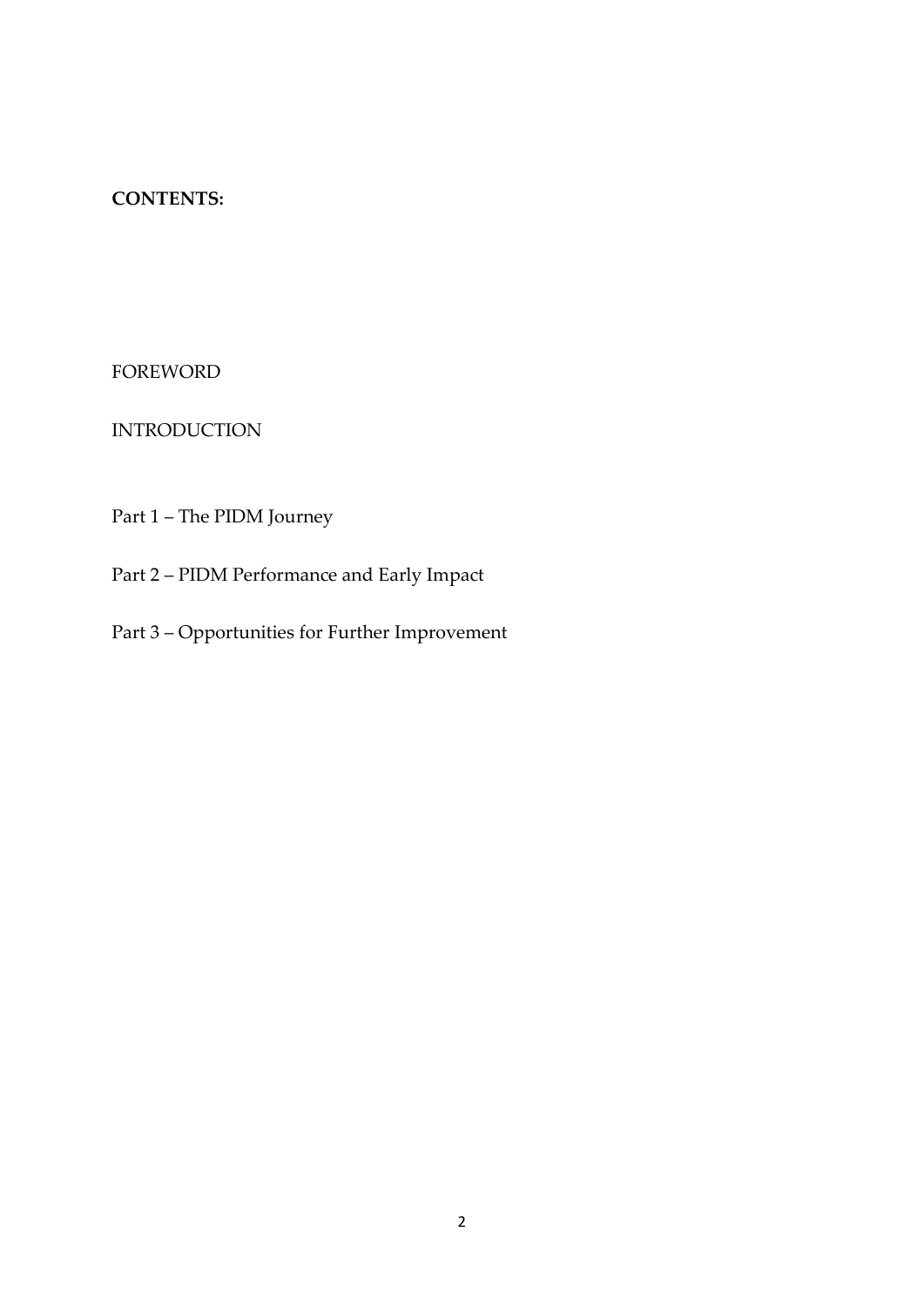**CONTENTS:**

FOREWORD

INTRODUCTION

Part 1 – The PIDM Journey

Part 2 – PIDM Performance and Early Impact

Part 3 – Opportunities for Further Improvement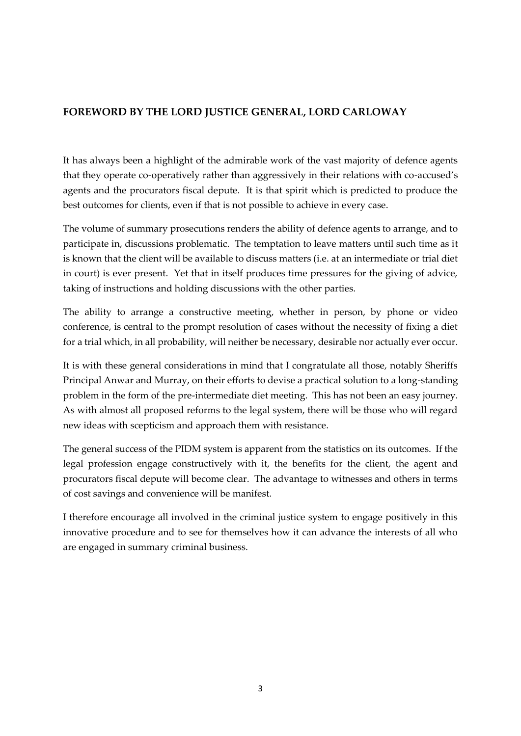## FOREWORD BY THE LORD JUSTICE GENERAL, LORD CARLOWAY

It has always been a highlight of the admirable work of the vast majority of defence agents that they operate co-operatively rather than aggressively in their relations with co-accused's agents and the procurators fiscal depute. It is that spirit which is predicted to produce the best outcomes for clients, even if that is not possible to achieve in every case.

The volume of summary prosecutions renders the ability of defence agents to arrange, and to participate in, discussions problematic. The temptation to leave matters until such time as it is known that the client will be available to discuss matters (i.e. at an intermediate or trial diet in court) is ever present. Yet that in itself produces time pressures for the giving of advice, taking of instructions and holding discussions with the other parties.

The ability to arrange a constructive meeting, whether in person, by phone or video conference, is central to the prompt resolution of cases without the necessity of fixing a diet for a trial which, in all probability, will neither be necessary, desirable nor actually ever occur.

It is with these general considerations in mind that I congratulate all those, notably Sheriffs Principal Anwar and Murray, on their efforts to devise a practical solution to a long-standing problem in the form of the pre-intermediate diet meeting. This has not been an easy journey. As with almost all proposed reforms to the legal system, there will be those who will regard new ideas with scepticism and approach them with resistance.

The general success of the PIDM system is apparent from the statistics on its outcomes. If the legal profession engage constructively with it, the benefits for the client, the agent and procurators fiscal depute will become clear. The advantage to witnesses and others in terms of cost savings and convenience will be manifest.

I therefore encourage all involved in the criminal justice system to engage positively in this innovative procedure and to see for themselves how it can advance the interests of all who are engaged in summary criminal business.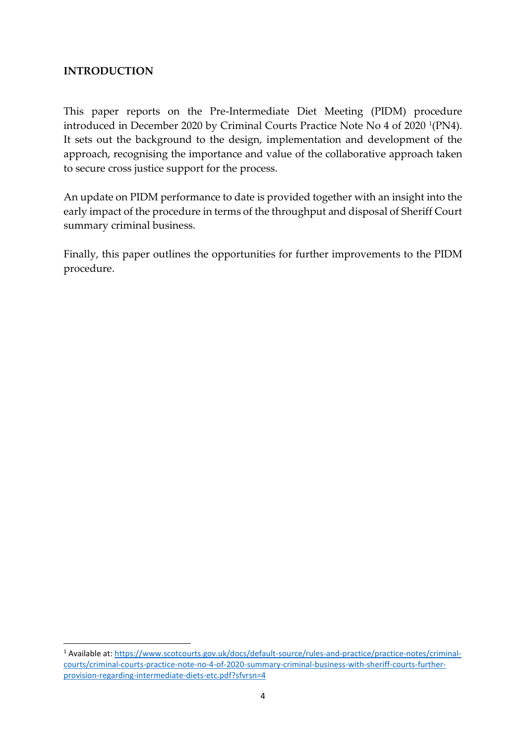## INTRODUCTION

This paper reports on the Pre-Intermediate Diet Meeting (PIDM) procedure introduced in December 2020 by Criminal Courts Practice Note No 4 of 2020 [1](PN4). It sets out the background to the design, implementation and development of the approach, recognising the importance and value of the collaborative approach taken to secure cross justice support for the process.

An update on PIDM performance to date is provided together with an insight into the early impact of the procedure in terms of the throughput and disposal of Sheriff Court summary criminal business.

Finally, this paper outlines the opportunities for further improvements to the PIDM procedure.

---

[1] Available at: https://www.scotcourts.gov.uk/docs/default-source/rules-and-practice/practice-notes/criminal-courts/criminal-courts-practice-note-no-4-of-2020-summary-criminal-business-with-sheriff-courts-further-provision-regarding-intermediate-diets-etc.pdf?sfvrsn=4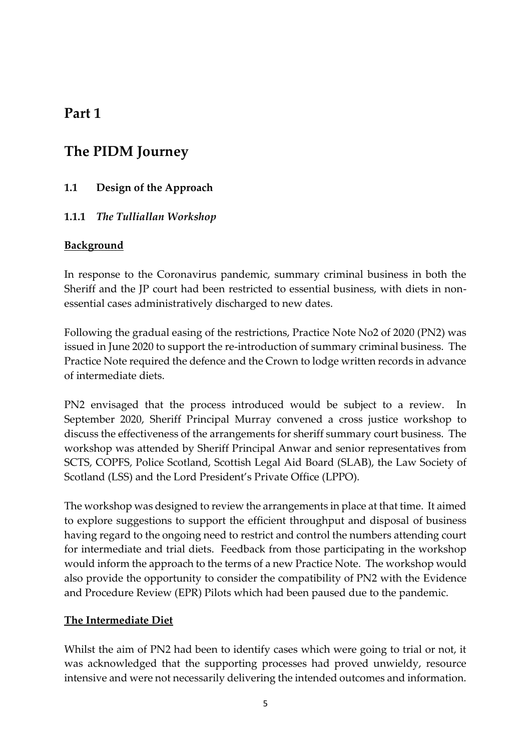# Part 1

# The PIDM Journey

## 1.1 Design of the Approach

### 1.1.1 *The Tulliallan Workshop*

**Background**

In response to the Coronavirus pandemic, summary criminal business in both the Sheriff and the JP court had been restricted to essential business, with diets in non-essential cases administratively discharged to new dates.

Following the gradual easing of the restrictions, Practice Note No2 of 2020 (PN2) was issued in June 2020 to support the re-introduction of summary criminal business. The Practice Note required the defence and the Crown to lodge written records in advance of intermediate diets.

PN2 envisaged that the process introduced would be subject to a review. In September 2020, Sheriff Principal Murray convened a cross justice workshop to discuss the effectiveness of the arrangements for sheriff summary court business. The workshop was attended by Sheriff Principal Anwar and senior representatives from SCTS, COPFS, Police Scotland, Scottish Legal Aid Board (SLAB), the Law Society of Scotland (LSS) and the Lord President's Private Office (LPPO).

The workshop was designed to review the arrangements in place at that time. It aimed to explore suggestions to support the efficient throughput and disposal of business having regard to the ongoing need to restrict and control the numbers attending court for intermediate and trial diets. Feedback from those participating in the workshop would inform the approach to the terms of a new Practice Note. The workshop would also provide the opportunity to consider the compatibility of PN2 with the Evidence and Procedure Review (EPR) Pilots which had been paused due to the pandemic.

**The Intermediate Diet**

Whilst the aim of PN2 had been to identify cases which were going to trial or not, it was acknowledged that the supporting processes had proved unwieldy, resource intensive and were not necessarily delivering the intended outcomes and information.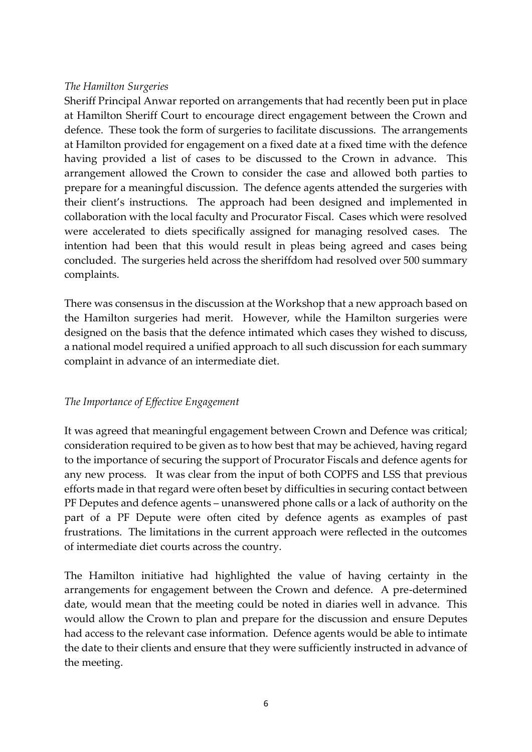*The Hamilton Surgeries*

Sheriff Principal Anwar reported on arrangements that had recently been put in place at Hamilton Sheriff Court to encourage direct engagement between the Crown and defence. These took the form of surgeries to facilitate discussions. The arrangements at Hamilton provided for engagement on a fixed date at a fixed time with the defence having provided a list of cases to be discussed to the Crown in advance. This arrangement allowed the Crown to consider the case and allowed both parties to prepare for a meaningful discussion. The defence agents attended the surgeries with their client's instructions. The approach had been designed and implemented in collaboration with the local faculty and Procurator Fiscal. Cases which were resolved were accelerated to diets specifically assigned for managing resolved cases. The intention had been that this would result in pleas being agreed and cases being concluded. The surgeries held across the sheriffdom had resolved over 500 summary complaints.

There was consensus in the discussion at the Workshop that a new approach based on the Hamilton surgeries had merit. However, while the Hamilton surgeries were designed on the basis that the defence intimated which cases they wished to discuss, a national model required a unified approach to all such discussion for each summary complaint in advance of an intermediate diet.

*The Importance of Effective Engagement*

It was agreed that meaningful engagement between Crown and Defence was critical; consideration required to be given as to how best that may be achieved, having regard to the importance of securing the support of Procurator Fiscals and defence agents for any new process. It was clear from the input of both COPFS and LSS that previous efforts made in that regard were often beset by difficulties in securing contact between PF Deputes and defence agents – unanswered phone calls or a lack of authority on the part of a PF Depute were often cited by defence agents as examples of past frustrations. The limitations in the current approach were reflected in the outcomes of intermediate diet courts across the country.

The Hamilton initiative had highlighted the value of having certainty in the arrangements for engagement between the Crown and defence. A pre-determined date, would mean that the meeting could be noted in diaries well in advance. This would allow the Crown to plan and prepare for the discussion and ensure Deputes had access to the relevant case information. Defence agents would be able to intimate the date to their clients and ensure that they were sufficiently instructed in advance of the meeting.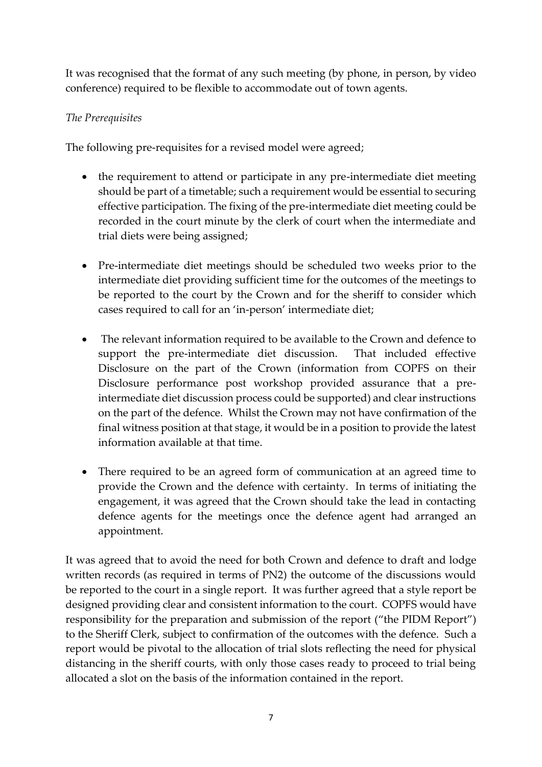It was recognised that the format of any such meeting (by phone, in person, by video conference) required to be flexible to accommodate out of town agents.

*The Prerequisites*

The following pre-requisites for a revised model were agreed;

- the requirement to attend or participate in any pre-intermediate diet meeting should be part of a timetable; such a requirement would be essential to securing effective participation. The fixing of the pre-intermediate diet meeting could be recorded in the court minute by the clerk of court when the intermediate and trial diets were being assigned;

- Pre-intermediate diet meetings should be scheduled two weeks prior to the intermediate diet providing sufficient time for the outcomes of the meetings to be reported to the court by the Crown and for the sheriff to consider which cases required to call for an 'in-person' intermediate diet;

- The relevant information required to be available to the Crown and defence to support the pre-intermediate diet discussion. That included effective Disclosure on the part of the Crown (information from COPFS on their Disclosure performance post workshop provided assurance that a pre-intermediate diet discussion process could be supported) and clear instructions on the part of the defence. Whilst the Crown may not have confirmation of the final witness position at that stage, it would be in a position to provide the latest information available at that time.

- There required to be an agreed form of communication at an agreed time to provide the Crown and the defence with certainty. In terms of initiating the engagement, it was agreed that the Crown should take the lead in contacting defence agents for the meetings once the defence agent had arranged an appointment.

It was agreed that to avoid the need for both Crown and defence to draft and lodge written records (as required in terms of PN2) the outcome of the discussions would be reported to the court in a single report. It was further agreed that a style report be designed providing clear and consistent information to the court. COPFS would have responsibility for the preparation and submission of the report ("the PIDM Report") to the Sheriff Clerk, subject to confirmation of the outcomes with the defence. Such a report would be pivotal to the allocation of trial slots reflecting the need for physical distancing in the sheriff courts, with only those cases ready to proceed to trial being allocated a slot on the basis of the information contained in the report.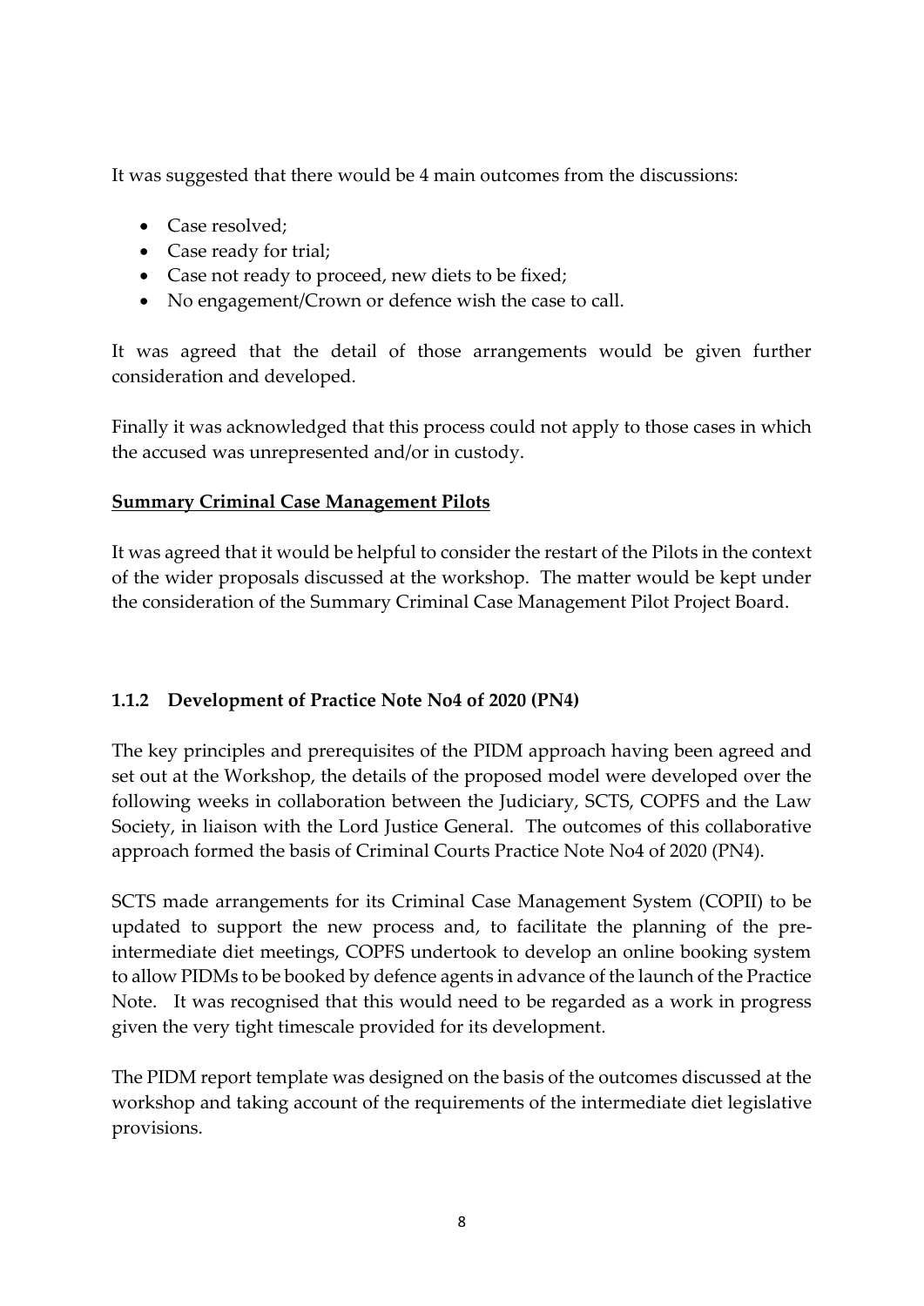It was suggested that there would be 4 main outcomes from the discussions:

- Case resolved;
- Case ready for trial;
- Case not ready to proceed, new diets to be fixed;
- No engagement/Crown or defence wish the case to call.

It was agreed that the detail of those arrangements would be given further consideration and developed.

Finally it was acknowledged that this process could not apply to those cases in which the accused was unrepresented and/or in custody.

**Summary Criminal Case Management Pilots**

It was agreed that it would be helpful to consider the restart of the Pilots in the context of the wider proposals discussed at the workshop. The matter would be kept under the consideration of the Summary Criminal Case Management Pilot Project Board.

### 1.1.2 Development of Practice Note No4 of 2020 (PN4)

The key principles and prerequisites of the PIDM approach having been agreed and set out at the Workshop, the details of the proposed model were developed over the following weeks in collaboration between the Judiciary, SCTS, COPFS and the Law Society, in liaison with the Lord Justice General. The outcomes of this collaborative approach formed the basis of Criminal Courts Practice Note No4 of 2020 (PN4).

SCTS made arrangements for its Criminal Case Management System (COPII) to be updated to support the new process and, to facilitate the planning of the pre-intermediate diet meetings, COPFS undertook to develop an online booking system to allow PIDMs to be booked by defence agents in advance of the launch of the Practice Note. It was recognised that this would need to be regarded as a work in progress given the very tight timescale provided for its development.

The PIDM report template was designed on the basis of the outcomes discussed at the workshop and taking account of the requirements of the intermediate diet legislative provisions.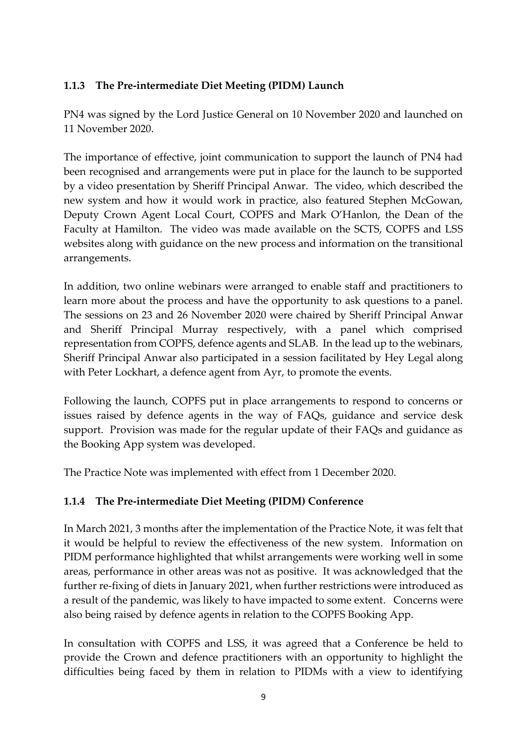### 1.1.3 The Pre-intermediate Diet Meeting (PIDM) Launch

PN4 was signed by the Lord Justice General on 10 November 2020 and launched on 11 November 2020.

The importance of effective, joint communication to support the launch of PN4 had been recognised and arrangements were put in place for the launch to be supported by a video presentation by Sheriff Principal Anwar. The video, which described the new system and how it would work in practice, also featured Stephen McGowan, Deputy Crown Agent Local Court, COPFS and Mark O'Hanlon, the Dean of the Faculty at Hamilton. The video was made available on the SCTS, COPFS and LSS websites along with guidance on the new process and information on the transitional arrangements.

In addition, two online webinars were arranged to enable staff and practitioners to learn more about the process and have the opportunity to ask questions to a panel. The sessions on 23 and 26 November 2020 were chaired by Sheriff Principal Anwar and Sheriff Principal Murray respectively, with a panel which comprised representation from COPFS, defence agents and SLAB. In the lead up to the webinars, Sheriff Principal Anwar also participated in a session facilitated by Hey Legal along with Peter Lockhart, a defence agent from Ayr, to promote the events.

Following the launch, COPFS put in place arrangements to respond to concerns or issues raised by defence agents in the way of FAQs, guidance and service desk support. Provision was made for the regular update of their FAQs and guidance as the Booking App system was developed.

The Practice Note was implemented with effect from 1 December 2020.

### 1.1.4 The Pre-intermediate Diet Meeting (PIDM) Conference

In March 2021, 3 months after the implementation of the Practice Note, it was felt that it would be helpful to review the effectiveness of the new system. Information on PIDM performance highlighted that whilst arrangements were working well in some areas, performance in other areas was not as positive. It was acknowledged that the further re-fixing of diets in January 2021, when further restrictions were introduced as a result of the pandemic, was likely to have impacted to some extent. Concerns were also being raised by defence agents in relation to the COPFS Booking App.

In consultation with COPFS and LSS, it was agreed that a Conference be held to provide the Crown and defence practitioners with an opportunity to highlight the difficulties being faced by them in relation to PIDMs with a view to identifying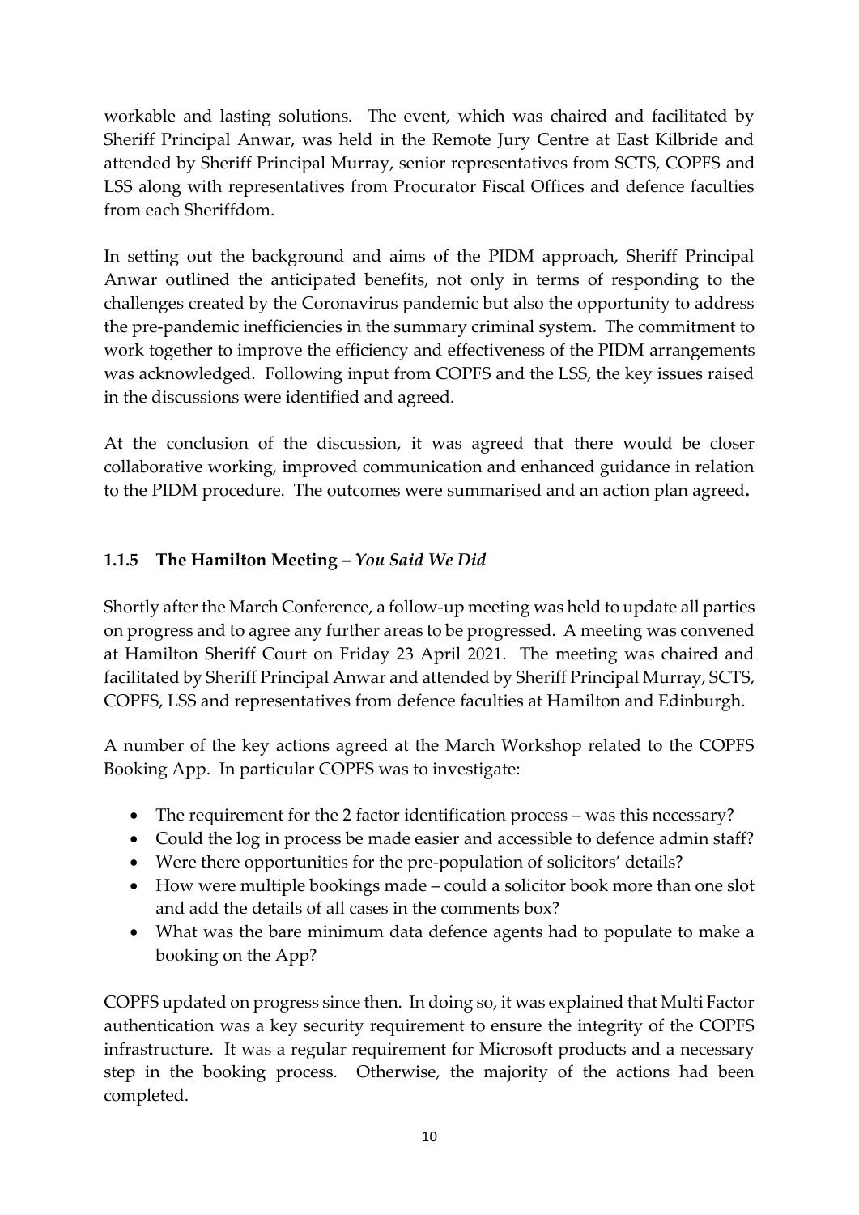workable and lasting solutions. The event, which was chaired and facilitated by Sheriff Principal Anwar, was held in the Remote Jury Centre at East Kilbride and attended by Sheriff Principal Murray, senior representatives from SCTS, COPFS and LSS along with representatives from Procurator Fiscal Offices and defence faculties from each Sheriffdom.

In setting out the background and aims of the PIDM approach, Sheriff Principal Anwar outlined the anticipated benefits, not only in terms of responding to the challenges created by the Coronavirus pandemic but also the opportunity to address the pre-pandemic inefficiencies in the summary criminal system. The commitment to work together to improve the efficiency and effectiveness of the PIDM arrangements was acknowledged. Following input from COPFS and the LSS, the key issues raised in the discussions were identified and agreed.

At the conclusion of the discussion, it was agreed that there would be closer collaborative working, improved communication and enhanced guidance in relation to the PIDM procedure. The outcomes were summarised and an action plan agreed**.**

### 1.1.5 The Hamilton Meeting – *You Said We Did*

Shortly after the March Conference, a follow-up meeting was held to update all parties on progress and to agree any further areas to be progressed. A meeting was convened at Hamilton Sheriff Court on Friday 23 April 2021. The meeting was chaired and facilitated by Sheriff Principal Anwar and attended by Sheriff Principal Murray, SCTS, COPFS, LSS and representatives from defence faculties at Hamilton and Edinburgh.

A number of the key actions agreed at the March Workshop related to the COPFS Booking App. In particular COPFS was to investigate:

- The requirement for the 2 factor identification process – was this necessary?
- Could the log in process be made easier and accessible to defence admin staff?
- Were there opportunities for the pre-population of solicitors' details?
- How were multiple bookings made – could a solicitor book more than one slot and add the details of all cases in the comments box?
- What was the bare minimum data defence agents had to populate to make a booking on the App?

COPFS updated on progress since then. In doing so, it was explained that Multi Factor authentication was a key security requirement to ensure the integrity of the COPFS infrastructure. It was a regular requirement for Microsoft products and a necessary step in the booking process. Otherwise, the majority of the actions had been completed.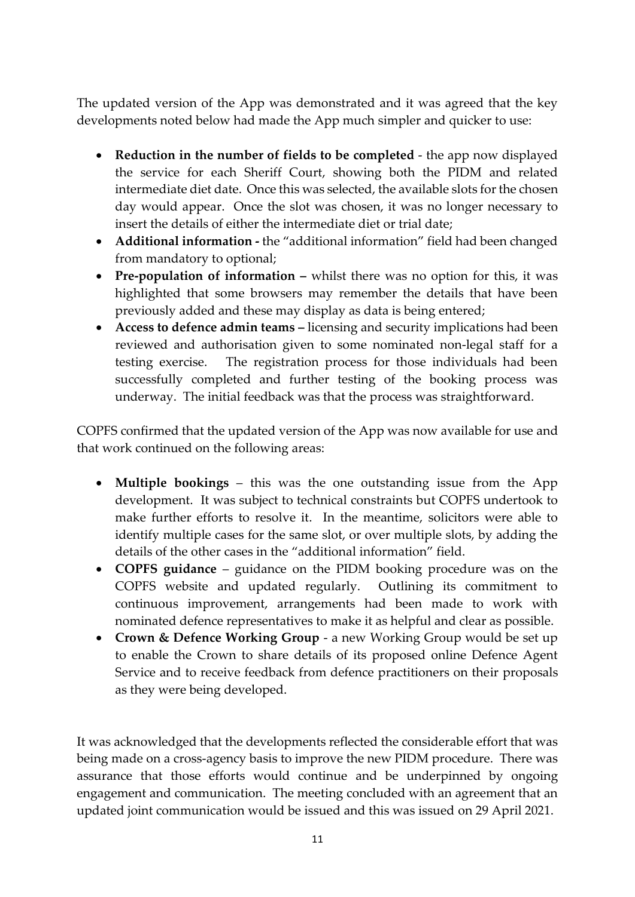The updated version of the App was demonstrated and it was agreed that the key developments noted below had made the App much simpler and quicker to use:

- **Reduction in the number of fields to be completed** - the app now displayed the service for each Sheriff Court, showing both the PIDM and related intermediate diet date. Once this was selected, the available slots for the chosen day would appear. Once the slot was chosen, it was no longer necessary to insert the details of either the intermediate diet or trial date;
- **Additional information -** the "additional information" field had been changed from mandatory to optional;
- **Pre-population of information –** whilst there was no option for this, it was highlighted that some browsers may remember the details that have been previously added and these may display as data is being entered;
- **Access to defence admin teams –** licensing and security implications had been reviewed and authorisation given to some nominated non-legal staff for a testing exercise. The registration process for those individuals had been successfully completed and further testing of the booking process was underway. The initial feedback was that the process was straightforward.

COPFS confirmed that the updated version of the App was now available for use and that work continued on the following areas:

- **Multiple bookings** – this was the one outstanding issue from the App development. It was subject to technical constraints but COPFS undertook to make further efforts to resolve it. In the meantime, solicitors were able to identify multiple cases for the same slot, or over multiple slots, by adding the details of the other cases in the "additional information" field.
- **COPFS guidance** – guidance on the PIDM booking procedure was on the COPFS website and updated regularly. Outlining its commitment to continuous improvement, arrangements had been made to work with nominated defence representatives to make it as helpful and clear as possible.
- **Crown & Defence Working Group** - a new Working Group would be set up to enable the Crown to share details of its proposed online Defence Agent Service and to receive feedback from defence practitioners on their proposals as they were being developed.

It was acknowledged that the developments reflected the considerable effort that was being made on a cross-agency basis to improve the new PIDM procedure. There was assurance that those efforts would continue and be underpinned by ongoing engagement and communication. The meeting concluded with an agreement that an updated joint communication would be issued and this was issued on 29 April 2021.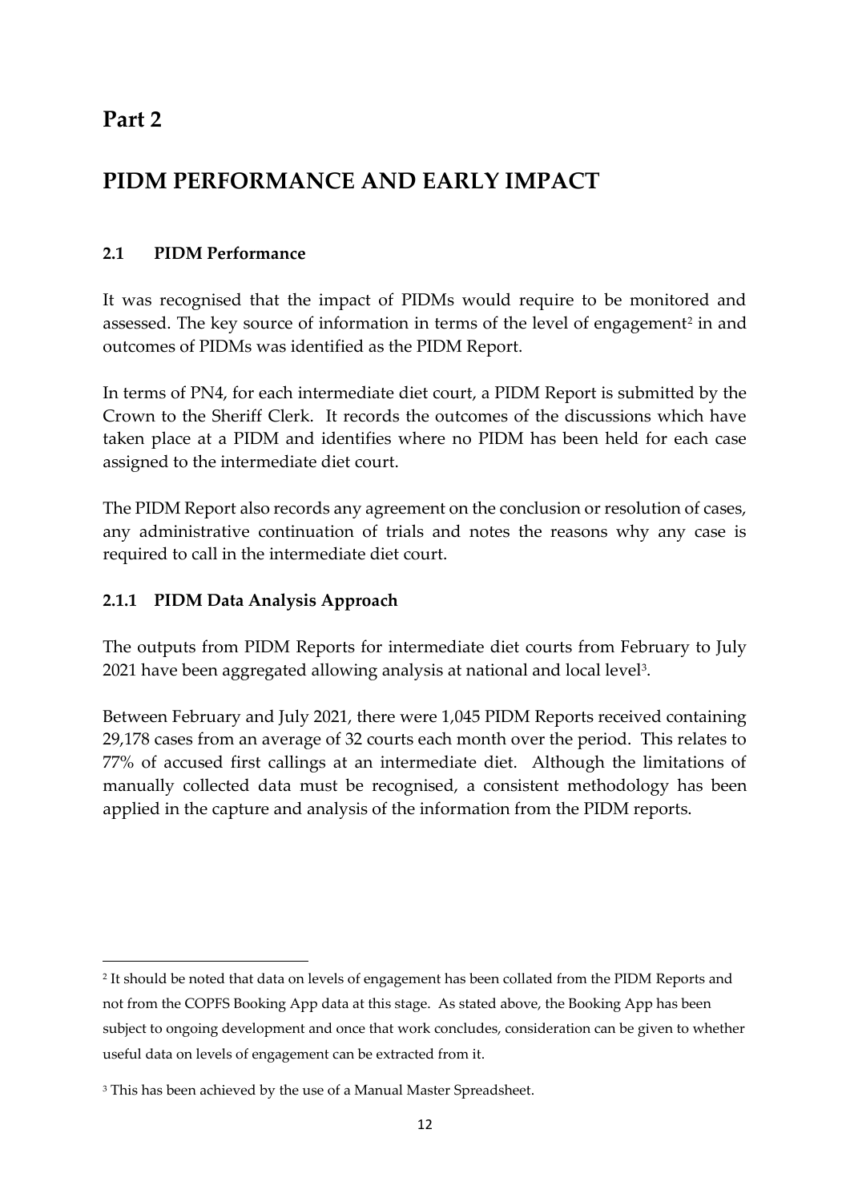# Part 2

# PIDM PERFORMANCE AND EARLY IMPACT

## 2.1 PIDM Performance

It was recognised that the impact of PIDMs would require to be monitored and assessed. The key source of information in terms of the level of engagement[2] in and outcomes of PIDMs was identified as the PIDM Report.

In terms of PN4, for each intermediate diet court, a PIDM Report is submitted by the Crown to the Sheriff Clerk. It records the outcomes of the discussions which have taken place at a PIDM and identifies where no PIDM has been held for each case assigned to the intermediate diet court.

The PIDM Report also records any agreement on the conclusion or resolution of cases, any administrative continuation of trials and notes the reasons why any case is required to call in the intermediate diet court.

### 2.1.1 PIDM Data Analysis Approach

The outputs from PIDM Reports for intermediate diet courts from February to July 2021 have been aggregated allowing analysis at national and local level[3].

Between February and July 2021, there were 1,045 PIDM Reports received containing 29,178 cases from an average of 32 courts each month over the period. This relates to 77% of accused first callings at an intermediate diet. Although the limitations of manually collected data must be recognised, a consistent methodology has been applied in the capture and analysis of the information from the PIDM reports.

---

[2] It should be noted that data on levels of engagement has been collated from the PIDM Reports and not from the COPFS Booking App data at this stage. As stated above, the Booking App has been subject to ongoing development and once that work concludes, consideration can be given to whether useful data on levels of engagement can be extracted from it.

[3] This has been achieved by the use of a Manual Master Spreadsheet.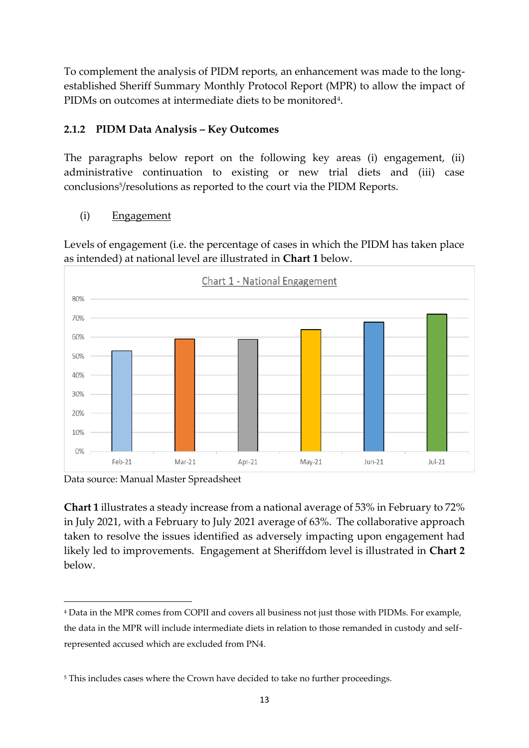To complement the analysis of PIDM reports, an enhancement was made to the long-established Sheriff Summary Monthly Protocol Report (MPR) to allow the impact of PIDMs on outcomes at intermediate diets to be monitored[4].

### 2.1.2 PIDM Data Analysis – Key Outcomes

The paragraphs below report on the following key areas (i) engagement, (ii) administrative continuation to existing or new trial diets and (iii) case conclusions[5]/resolutions as reported to the court via the PIDM Reports.

(i) Engagement

Levels of engagement (i.e. the percentage of cases in which the PIDM has taken place as intended) at national level are illustrated in **Chart 1** below.

Chart 1 - National Engagement

Data source: Manual Master Spreadsheet

**Chart 1** illustrates a steady increase from a national average of 53% in February to 72% in July 2021, with a February to July 2021 average of 63%. The collaborative approach taken to resolve the issues identified as adversely impacting upon engagement had likely led to improvements. Engagement at Sheriffdom level is illustrated in **Chart 2** below.

---

[4] Data in the MPR comes from COPII and covers all business not just those with PIDMs. For example, the data in the MPR will include intermediate diets in relation to those remanded in custody and self-represented accused which are excluded from PN4.

[5] This includes cases where the Crown have decided to take no further proceedings.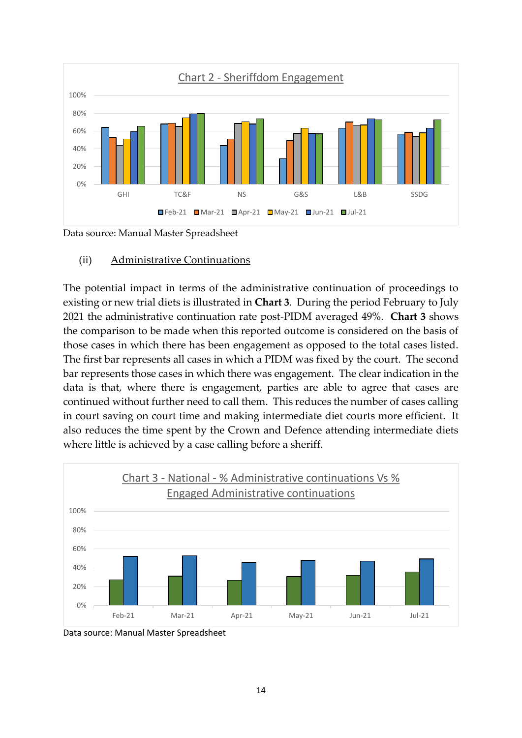Chart 2 - Sheriffdom Engagement

Data source: Manual Master Spreadsheet

(ii) Administrative Continuations

The potential impact in terms of the administrative continuation of proceedings to existing or new trial diets is illustrated in **Chart 3**. During the period February to July 2021 the administrative continuation rate post-PIDM averaged 49%. **Chart 3** shows the comparison to be made when this reported outcome is considered on the basis of those cases in which there has been engagement as opposed to the total cases listed. The first bar represents all cases in which a PIDM was fixed by the court. The second bar represents those cases in which there was engagement. The clear indication in the data is that, where there is engagement, parties are able to agree that cases are continued without further need to call them. This reduces the number of cases calling in court saving on court time and making intermediate diet courts more efficient. It also reduces the time spent by the Crown and Defence attending intermediate diets where little is achieved by a case calling before a sheriff.

Chart 3 - National - % Administrative continuations Vs % Engaged Administrative continuations

Data source: Manual Master Spreadsheet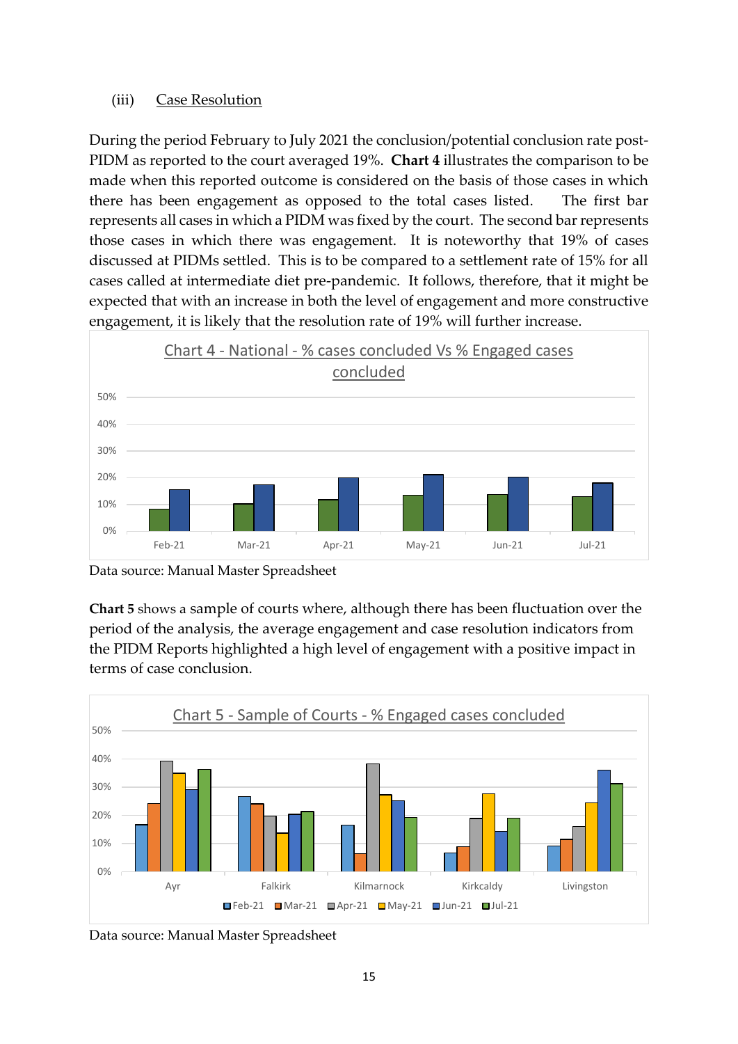### (iii) Case Resolution

During the period February to July 2021 the conclusion/potential conclusion rate post-PIDM as reported to the court averaged 19%. **Chart 4** illustrates the comparison to be made when this reported outcome is considered on the basis of those cases in which there has been engagement as opposed to the total cases listed. The first bar represents all cases in which a PIDM was fixed by the court. The second bar represents those cases in which there was engagement. It is noteworthy that 19% of cases discussed at PIDMs settled. This is to be compared to a settlement rate of 15% for all cases called at intermediate diet pre-pandemic. It follows, therefore, that it might be expected that with an increase in both the level of engagement and more constructive engagement, it is likely that the resolution rate of 19% will further increase.

Chart 4 - National - % cases concluded Vs % Engaged cases concluded

Data source: Manual Master Spreadsheet

**Chart 5** shows a sample of courts where, although there has been fluctuation over the period of the analysis, the average engagement and case resolution indicators from the PIDM Reports highlighted a high level of engagement with a positive impact in terms of case conclusion.

Chart 5 - Sample of Courts - % Engaged cases concluded

Data source: Manual Master Spreadsheet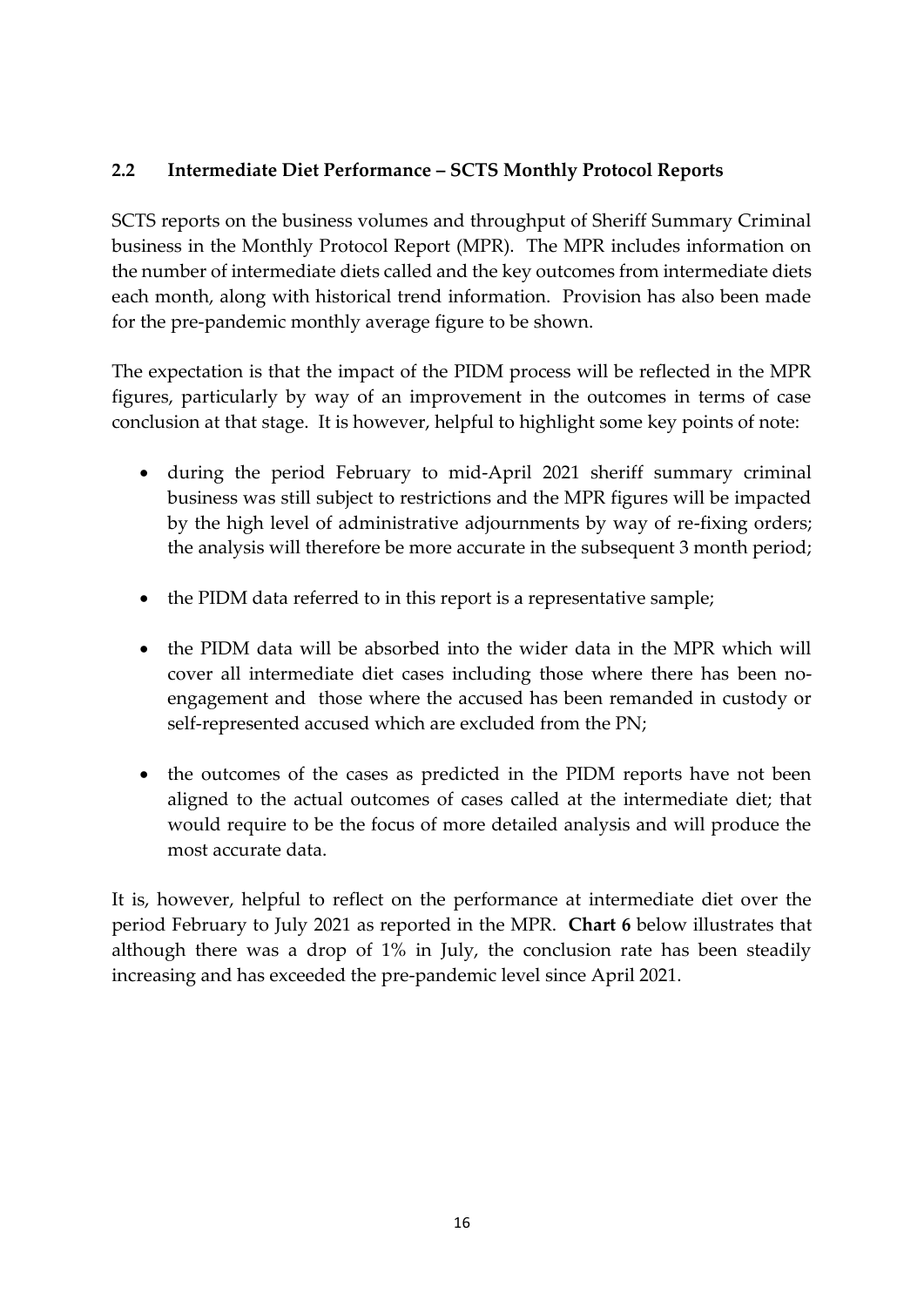## 2.2 Intermediate Diet Performance – SCTS Monthly Protocol Reports

SCTS reports on the business volumes and throughput of Sheriff Summary Criminal business in the Monthly Protocol Report (MPR). The MPR includes information on the number of intermediate diets called and the key outcomes from intermediate diets each month, along with historical trend information. Provision has also been made for the pre-pandemic monthly average figure to be shown.

The expectation is that the impact of the PIDM process will be reflected in the MPR figures, particularly by way of an improvement in the outcomes in terms of case conclusion at that stage. It is however, helpful to highlight some key points of note:

- during the period February to mid-April 2021 sheriff summary criminal business was still subject to restrictions and the MPR figures will be impacted by the high level of administrative adjournments by way of re-fixing orders; the analysis will therefore be more accurate in the subsequent 3 month period;
- the PIDM data referred to in this report is a representative sample;
- the PIDM data will be absorbed into the wider data in the MPR which will cover all intermediate diet cases including those where there has been no-engagement and those where the accused has been remanded in custody or self-represented accused which are excluded from the PN;
- the outcomes of the cases as predicted in the PIDM reports have not been aligned to the actual outcomes of cases called at the intermediate diet; that would require to be the focus of more detailed analysis and will produce the most accurate data.

It is, however, helpful to reflect on the performance at intermediate diet over the period February to July 2021 as reported in the MPR. **Chart 6** below illustrates that although there was a drop of 1% in July, the conclusion rate has been steadily increasing and has exceeded the pre-pandemic level since April 2021.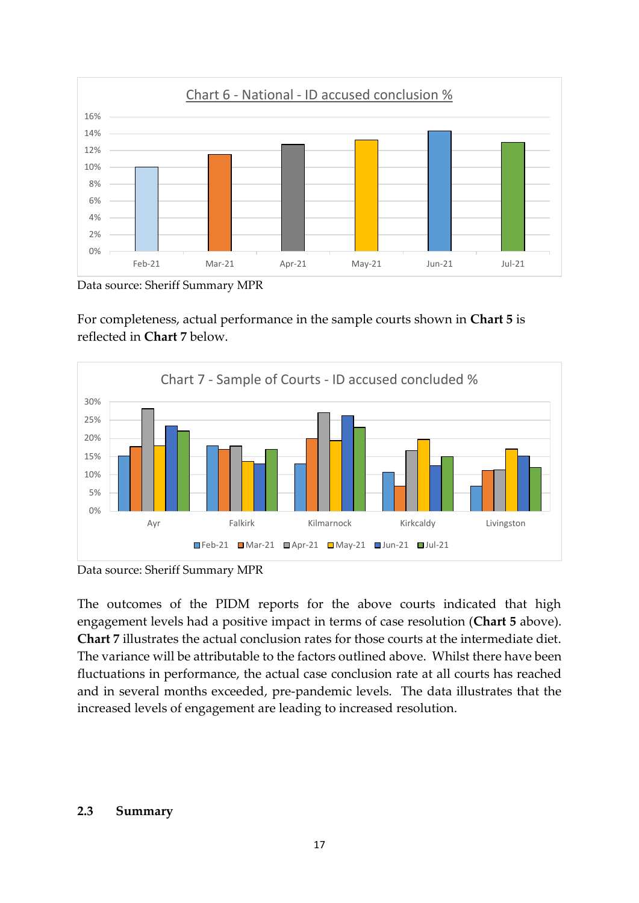Chart 6 - National - ID accused conclusion %

Data source: Sheriff Summary MPR

For completeness, actual performance in the sample courts shown in **Chart 5** is reflected in **Chart 7** below.

Chart 7 - Sample of Courts - ID accused concluded %

Data source: Sheriff Summary MPR

The outcomes of the PIDM reports for the above courts indicated that high engagement levels had a positive impact in terms of case resolution (**Chart 5** above). **Chart 7** illustrates the actual conclusion rates for those courts at the intermediate diet. The variance will be attributable to the factors outlined above. Whilst there have been fluctuations in performance, the actual case conclusion rate at all courts has reached and in several months exceeded, pre-pandemic levels. The data illustrates that the increased levels of engagement are leading to increased resolution.

## 2.3 Summary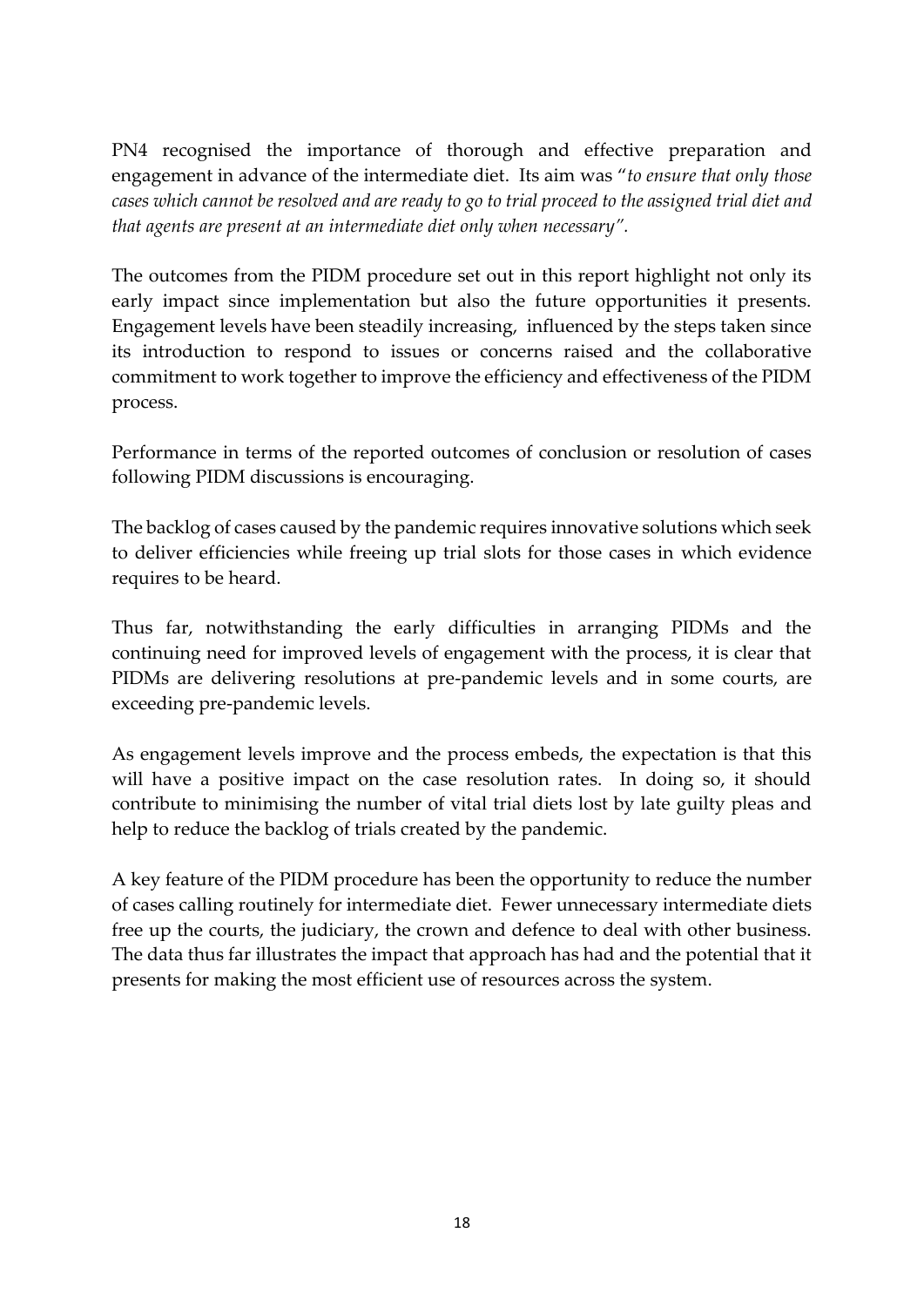PN4 recognised the importance of thorough and effective preparation and engagement in advance of the intermediate diet. Its aim was "*to ensure that only those cases which cannot be resolved and are ready to go to trial proceed to the assigned trial diet and that agents are present at an intermediate diet only when necessary".*

The outcomes from the PIDM procedure set out in this report highlight not only its early impact since implementation but also the future opportunities it presents. Engagement levels have been steadily increasing, influenced by the steps taken since its introduction to respond to issues or concerns raised and the collaborative commitment to work together to improve the efficiency and effectiveness of the PIDM process.

Performance in terms of the reported outcomes of conclusion or resolution of cases following PIDM discussions is encouraging.

The backlog of cases caused by the pandemic requires innovative solutions which seek to deliver efficiencies while freeing up trial slots for those cases in which evidence requires to be heard.

Thus far, notwithstanding the early difficulties in arranging PIDMs and the continuing need for improved levels of engagement with the process, it is clear that PIDMs are delivering resolutions at pre-pandemic levels and in some courts, are exceeding pre-pandemic levels.

As engagement levels improve and the process embeds, the expectation is that this will have a positive impact on the case resolution rates. In doing so, it should contribute to minimising the number of vital trial diets lost by late guilty pleas and help to reduce the backlog of trials created by the pandemic.

A key feature of the PIDM procedure has been the opportunity to reduce the number of cases calling routinely for intermediate diet. Fewer unnecessary intermediate diets free up the courts, the judiciary, the crown and defence to deal with other business. The data thus far illustrates the impact that approach has had and the potential that it presents for making the most efficient use of resources across the system.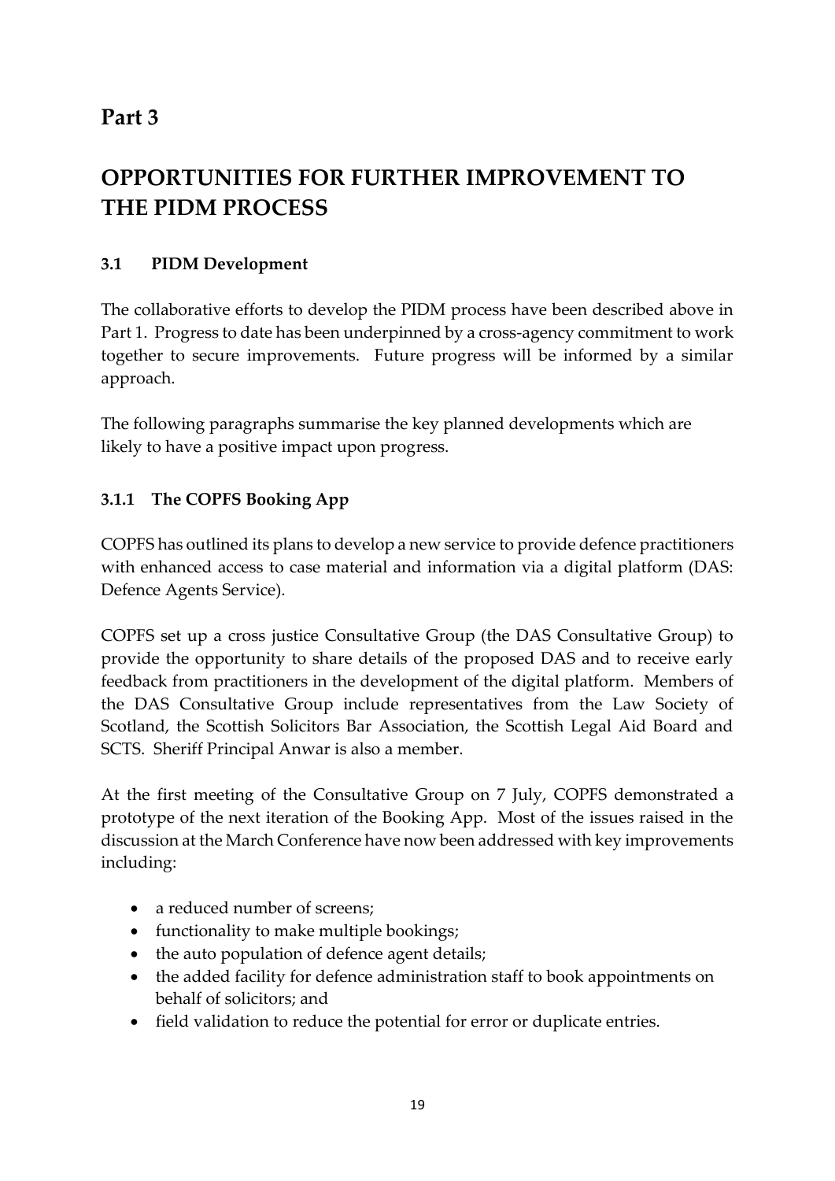# Part 3

# OPPORTUNITIES FOR FURTHER IMPROVEMENT TO THE PIDM PROCESS

## 3.1 PIDM Development

The collaborative efforts to develop the PIDM process have been described above in Part 1. Progress to date has been underpinned by a cross-agency commitment to work together to secure improvements. Future progress will be informed by a similar approach.

The following paragraphs summarise the key planned developments which are likely to have a positive impact upon progress.

### 3.1.1 The COPFS Booking App

COPFS has outlined its plans to develop a new service to provide defence practitioners with enhanced access to case material and information via a digital platform (DAS: Defence Agents Service).

COPFS set up a cross justice Consultative Group (the DAS Consultative Group) to provide the opportunity to share details of the proposed DAS and to receive early feedback from practitioners in the development of the digital platform. Members of the DAS Consultative Group include representatives from the Law Society of Scotland, the Scottish Solicitors Bar Association, the Scottish Legal Aid Board and SCTS. Sheriff Principal Anwar is also a member.

At the first meeting of the Consultative Group on 7 July, COPFS demonstrated a prototype of the next iteration of the Booking App. Most of the issues raised in the discussion at the March Conference have now been addressed with key improvements including:

- a reduced number of screens;
- functionality to make multiple bookings;
- the auto population of defence agent details;
- the added facility for defence administration staff to book appointments on behalf of solicitors; and
- field validation to reduce the potential for error or duplicate entries.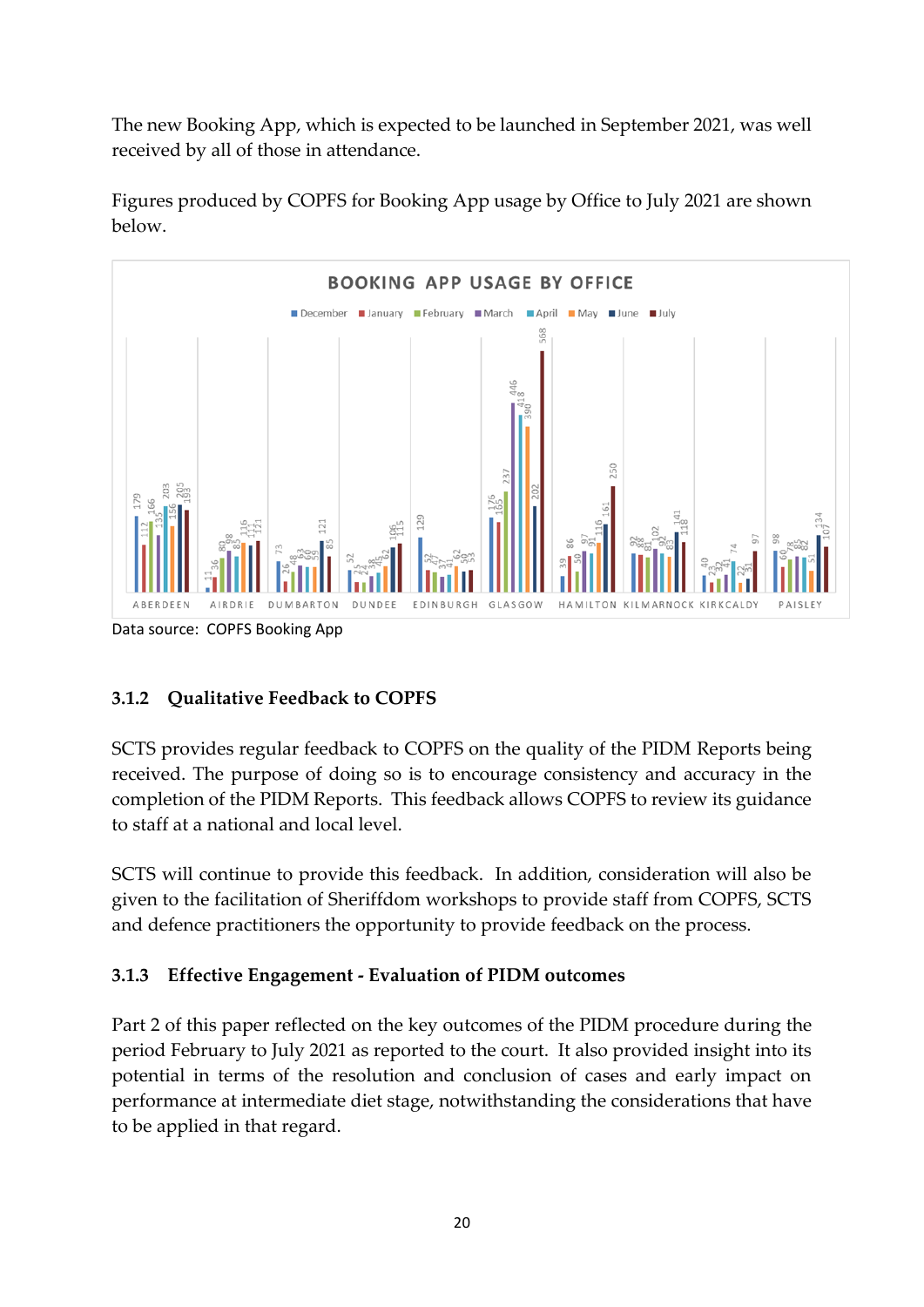The new Booking App, which is expected to be launched in September 2021, was well received by all of those in attendance.

Figures produced by COPFS for Booking App usage by Office to July 2021 are shown below.

**BOOKING APP USAGE BY OFFICE**

| Office | December | January | February | March | April | May | June | July |
|---|---|---|---|---|---|---|---|---|
| ABERDEEN | 179 | 117 | 166 | 135 | 203 | 156 | 205 | 193 |
| AIRDRIE | 11 | 36 | 80 | 98 | 85 | 116 | 111 | 121 |
| DUMBARTON | 73 | 26 | 48 | 63 | 60 | 59 | 121 | 85 |
| DUNDEE | 52 | 23 | 24 | 38 | 46 | 62 | 106 | 115 |
| EDINBURGH | 129 | 52 | 47 | 37 | 41 | 62 | 50 | 53 |
| GLASGOW | 176 | 165 | 237 | 446 | 418 | 390 | 202 | 568 |
| HAMILTON | 39 | 86 | 50 | 97 | 91 | 116 | 161 | 250 |
| KILMARNOCK | 92 | 88 | 81 | 102 | 92 | 83 | 141 | 118 |
| KIRKCALDY | 40 | 23 | 32 | 41 | 74 | 22 | 31 | 97 |
| PAISLEY | 98 | 60 | 78 | 85 | 82 | 51 | 134 | 107 |

Data source: COPFS Booking App

### 3.1.2 Qualitative Feedback to COPFS

SCTS provides regular feedback to COPFS on the quality of the PIDM Reports being received. The purpose of doing so is to encourage consistency and accuracy in the completion of the PIDM Reports. This feedback allows COPFS to review its guidance to staff at a national and local level.

SCTS will continue to provide this feedback. In addition, consideration will also be given to the facilitation of Sheriffdom workshops to provide staff from COPFS, SCTS and defence practitioners the opportunity to provide feedback on the process.

### 3.1.3 Effective Engagement - Evaluation of PIDM outcomes

Part 2 of this paper reflected on the key outcomes of the PIDM procedure during the period February to July 2021 as reported to the court. It also provided insight into its potential in terms of the resolution and conclusion of cases and early impact on performance at intermediate diet stage, notwithstanding the considerations that have to be applied in that regard.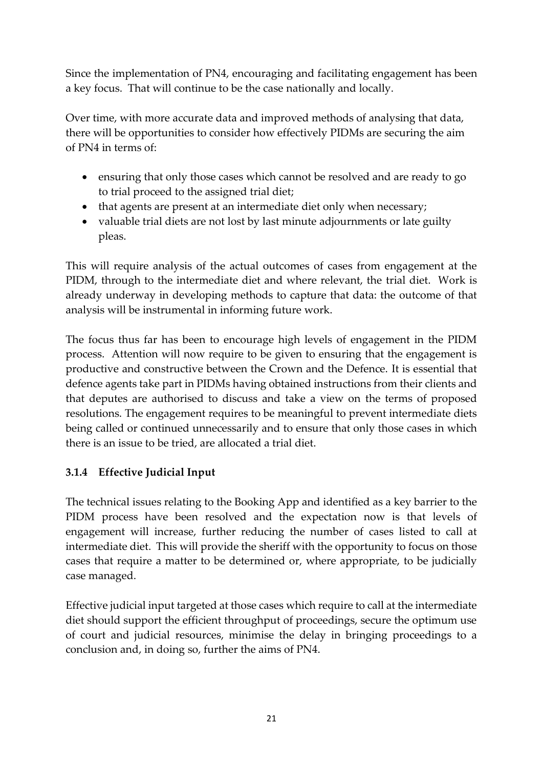Since the implementation of PN4, encouraging and facilitating engagement has been a key focus. That will continue to be the case nationally and locally.

Over time, with more accurate data and improved methods of analysing that data, there will be opportunities to consider how effectively PIDMs are securing the aim of PN4 in terms of:

- ensuring that only those cases which cannot be resolved and are ready to go to trial proceed to the assigned trial diet;
- that agents are present at an intermediate diet only when necessary;
- valuable trial diets are not lost by last minute adjournments or late guilty pleas.

This will require analysis of the actual outcomes of cases from engagement at the PIDM, through to the intermediate diet and where relevant, the trial diet. Work is already underway in developing methods to capture that data: the outcome of that analysis will be instrumental in informing future work.

The focus thus far has been to encourage high levels of engagement in the PIDM process. Attention will now require to be given to ensuring that the engagement is productive and constructive between the Crown and the Defence. It is essential that defence agents take part in PIDMs having obtained instructions from their clients and that deputes are authorised to discuss and take a view on the terms of proposed resolutions. The engagement requires to be meaningful to prevent intermediate diets being called or continued unnecessarily and to ensure that only those cases in which there is an issue to be tried, are allocated a trial diet.

### 3.1.4 Effective Judicial Input

The technical issues relating to the Booking App and identified as a key barrier to the PIDM process have been resolved and the expectation now is that levels of engagement will increase, further reducing the number of cases listed to call at intermediate diet. This will provide the sheriff with the opportunity to focus on those cases that require a matter to be determined or, where appropriate, to be judicially case managed.

Effective judicial input targeted at those cases which require to call at the intermediate diet should support the efficient throughput of proceedings, secure the optimum use of court and judicial resources, minimise the delay in bringing proceedings to a conclusion and, in doing so, further the aims of PN4.